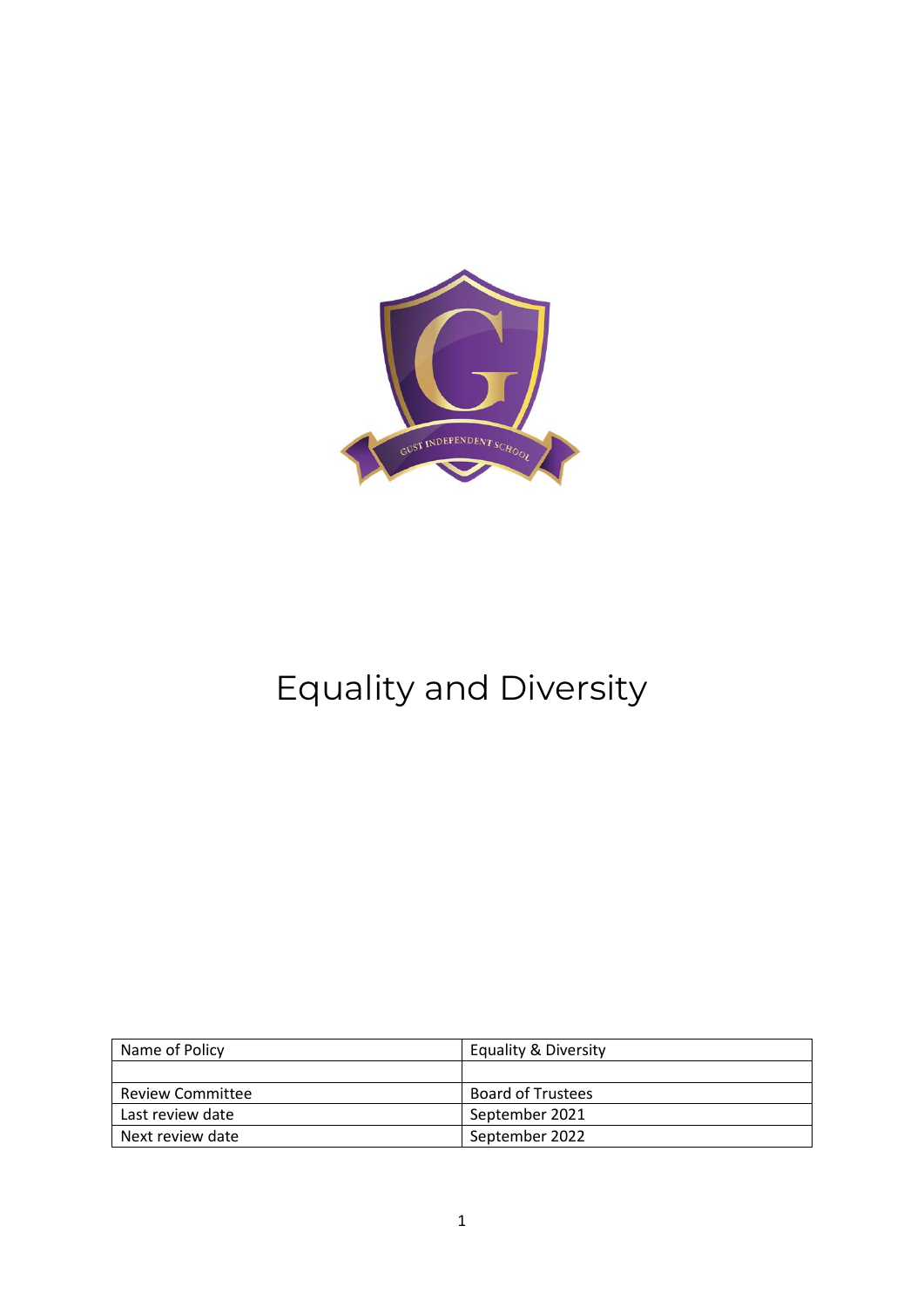# Equality and Diversity

| Name of Policy | Equality & Diversity |
|---|---|
| | |
| Review Committee | Board of Trustees |
| Last review date | September 2021 |
| Next review date | September 2022 |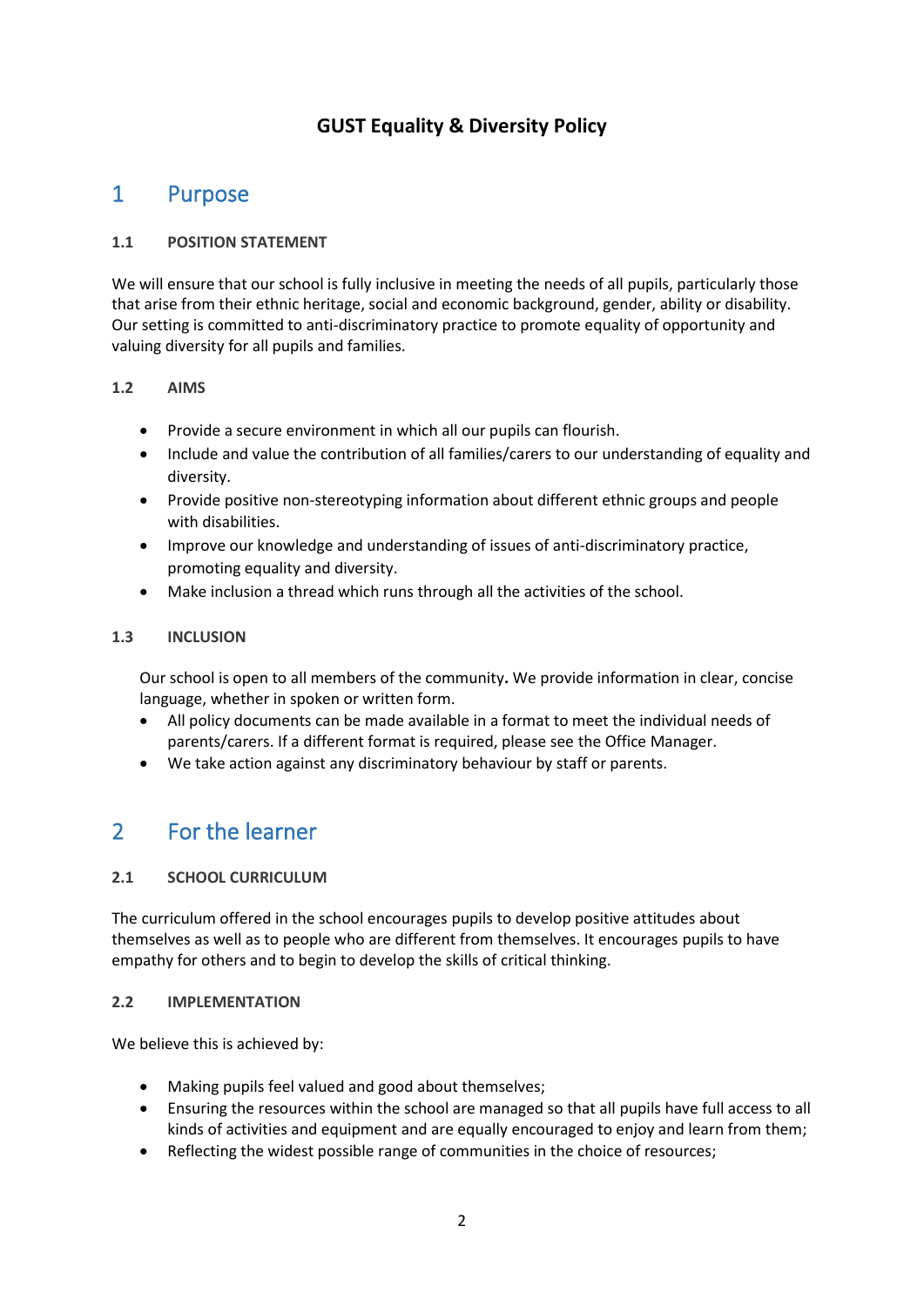# GUST Equality & Diversity Policy

## 1 Purpose

### 1.1 POSITION STATEMENT

We will ensure that our school is fully inclusive in meeting the needs of all pupils, particularly those that arise from their ethnic heritage, social and economic background, gender, ability or disability. Our setting is committed to anti-discriminatory practice to promote equality of opportunity and valuing diversity for all pupils and families.

### 1.2 AIMS

- Provide a secure environment in which all our pupils can flourish.
- Include and value the contribution of all families/carers to our understanding of equality and diversity.
- Provide positive non-stereotyping information about different ethnic groups and people with disabilities.
- Improve our knowledge and understanding of issues of anti-discriminatory practice, promoting equality and diversity.
- Make inclusion a thread which runs through all the activities of the school.

### 1.3 INCLUSION

Our school is open to all members of the community**.** We provide information in clear, concise language, whether in spoken or written form.

- All policy documents can be made available in a format to meet the individual needs of parents/carers. If a different format is required, please see the Office Manager.
- We take action against any discriminatory behaviour by staff or parents.

## 2 For the learner

### 2.1 SCHOOL CURRICULUM

The curriculum offered in the school encourages pupils to develop positive attitudes about themselves as well as to people who are different from themselves. It encourages pupils to have empathy for others and to begin to develop the skills of critical thinking.

### 2.2 IMPLEMENTATION

We believe this is achieved by:

- Making pupils feel valued and good about themselves;
- Ensuring the resources within the school are managed so that all pupils have full access to all kinds of activities and equipment and are equally encouraged to enjoy and learn from them;
- Reflecting the widest possible range of communities in the choice of resources;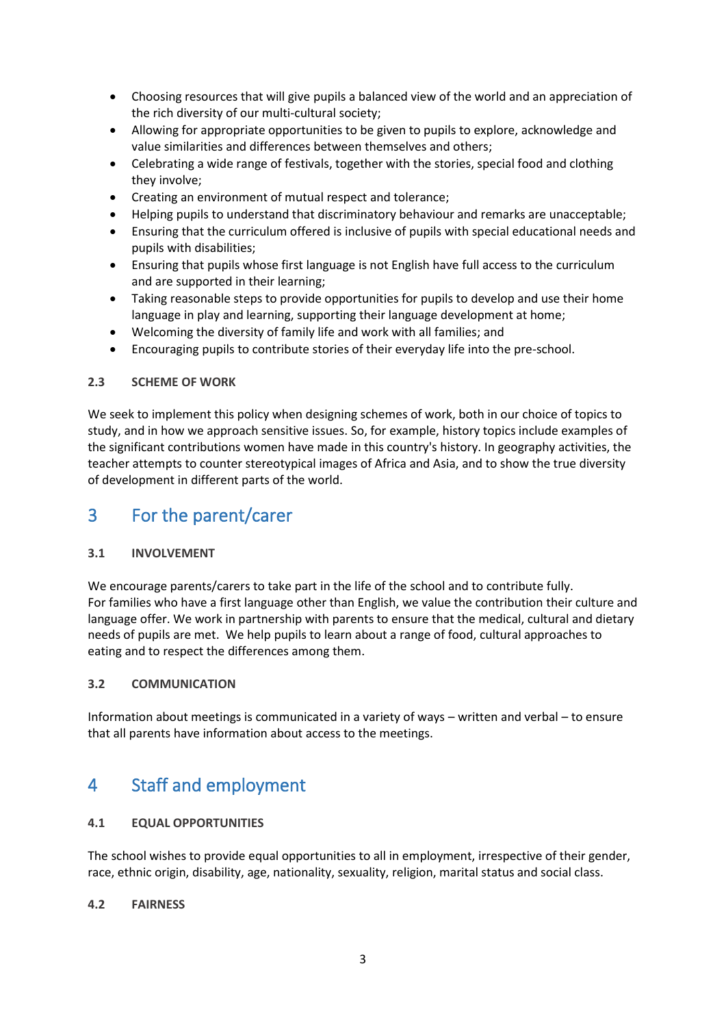- Choosing resources that will give pupils a balanced view of the world and an appreciation of the rich diversity of our multi-cultural society;
- Allowing for appropriate opportunities to be given to pupils to explore, acknowledge and value similarities and differences between themselves and others;
- Celebrating a wide range of festivals, together with the stories, special food and clothing they involve;
- Creating an environment of mutual respect and tolerance;
- Helping pupils to understand that discriminatory behaviour and remarks are unacceptable;
- Ensuring that the curriculum offered is inclusive of pupils with special educational needs and pupils with disabilities;
- Ensuring that pupils whose first language is not English have full access to the curriculum and are supported in their learning;
- Taking reasonable steps to provide opportunities for pupils to develop and use their home language in play and learning, supporting their language development at home;
- Welcoming the diversity of family life and work with all families; and
- Encouraging pupils to contribute stories of their everyday life into the pre-school.

### 2.3 SCHEME OF WORK

We seek to implement this policy when designing schemes of work, both in our choice of topics to study, and in how we approach sensitive issues. So, for example, history topics include examples of the significant contributions women have made in this country's history. In geography activities, the teacher attempts to counter stereotypical images of Africa and Asia, and to show the true diversity of development in different parts of the world.

## 3 For the parent/carer

### 3.1 INVOLVEMENT

We encourage parents/carers to take part in the life of the school and to contribute fully.
For families who have a first language other than English, we value the contribution their culture and language offer. We work in partnership with parents to ensure that the medical, cultural and dietary needs of pupils are met. We help pupils to learn about a range of food, cultural approaches to eating and to respect the differences among them.

### 3.2 COMMUNICATION

Information about meetings is communicated in a variety of ways – written and verbal – to ensure that all parents have information about access to the meetings.

## 4 Staff and employment

### 4.1 EQUAL OPPORTUNITIES

The school wishes to provide equal opportunities to all in employment, irrespective of their gender, race, ethnic origin, disability, age, nationality, sexuality, religion, marital status and social class.

### 4.2 FAIRNESS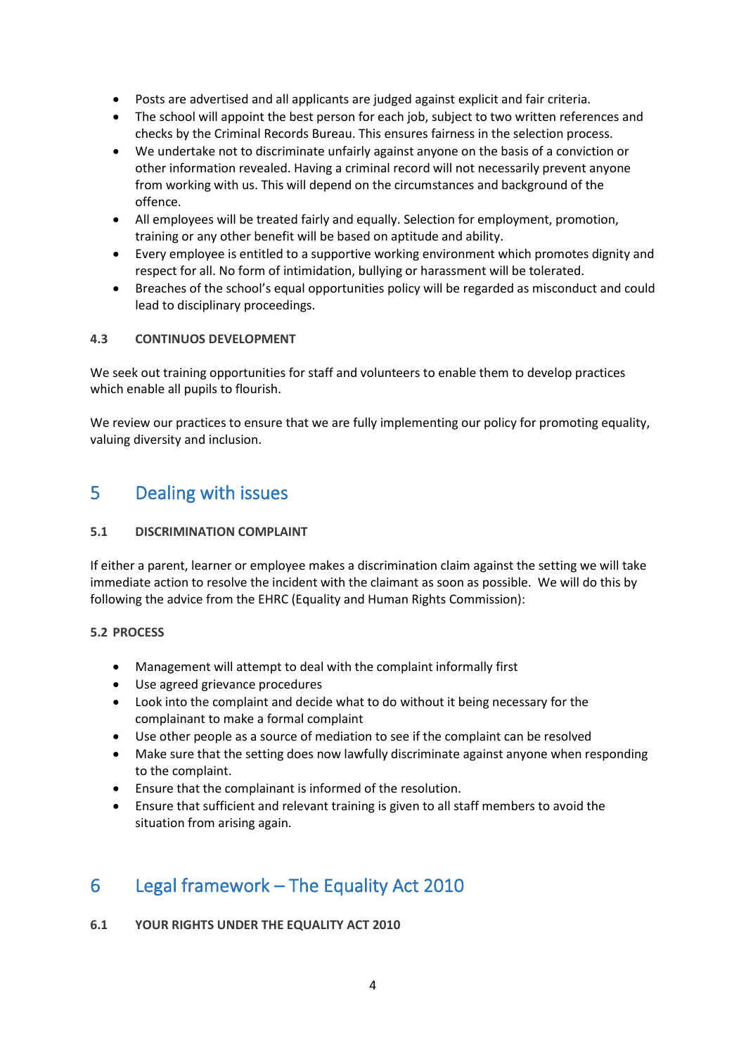- Posts are advertised and all applicants are judged against explicit and fair criteria.
- The school will appoint the best person for each job, subject to two written references and checks by the Criminal Records Bureau. This ensures fairness in the selection process.
- We undertake not to discriminate unfairly against anyone on the basis of a conviction or other information revealed. Having a criminal record will not necessarily prevent anyone from working with us. This will depend on the circumstances and background of the offence.
- All employees will be treated fairly and equally. Selection for employment, promotion, training or any other benefit will be based on aptitude and ability.
- Every employee is entitled to a supportive working environment which promotes dignity and respect for all. No form of intimidation, bullying or harassment will be tolerated.
- Breaches of the school's equal opportunities policy will be regarded as misconduct and could lead to disciplinary proceedings.

### 4.3 CONTINUOS DEVELOPMENT

We seek out training opportunities for staff and volunteers to enable them to develop practices which enable all pupils to flourish.

We review our practices to ensure that we are fully implementing our policy for promoting equality, valuing diversity and inclusion.

## 5 Dealing with issues

### 5.1 DISCRIMINATION COMPLAINT

If either a parent, learner or employee makes a discrimination claim against the setting we will take immediate action to resolve the incident with the claimant as soon as possible. We will do this by following the advice from the EHRC (Equality and Human Rights Commission):

### 5.2 PROCESS

- Management will attempt to deal with the complaint informally first
- Use agreed grievance procedures
- Look into the complaint and decide what to do without it being necessary for the complainant to make a formal complaint
- Use other people as a source of mediation to see if the complaint can be resolved
- Make sure that the setting does now lawfully discriminate against anyone when responding to the complaint.
- Ensure that the complainant is informed of the resolution.
- Ensure that sufficient and relevant training is given to all staff members to avoid the situation from arising again.

## 6 Legal framework – The Equality Act 2010

### 6.1 YOUR RIGHTS UNDER THE EQUALITY ACT 2010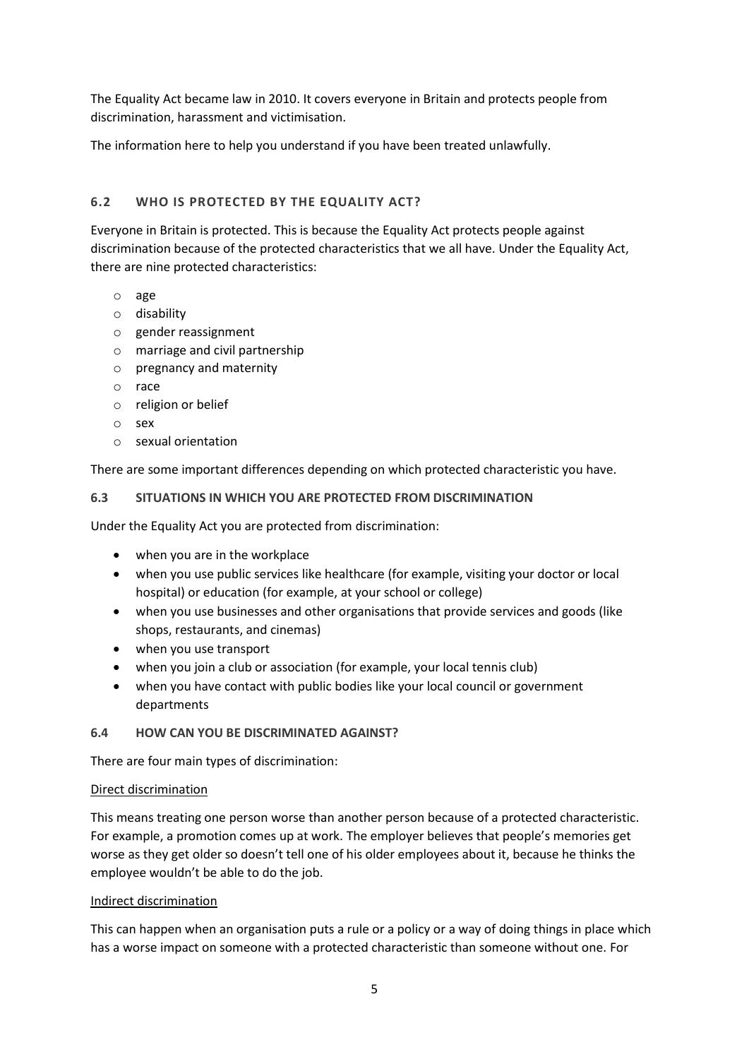The Equality Act became law in 2010. It covers everyone in Britain and protects people from discrimination, harassment and victimisation.

The information here to help you understand if you have been treated unlawfully.

### 6.2 WHO IS PROTECTED BY THE EQUALITY ACT?

Everyone in Britain is protected. This is because the Equality Act protects people against discrimination because of the protected characteristics that we all have. Under the Equality Act, there are nine protected characteristics:

- age
- disability
- gender reassignment
- marriage and civil partnership
- pregnancy and maternity
- race
- religion or belief
- sex
- sexual orientation

There are some important differences depending on which protected characteristic you have.

### 6.3 SITUATIONS IN WHICH YOU ARE PROTECTED FROM DISCRIMINATION

Under the Equality Act you are protected from discrimination:

- when you are in the workplace
- when you use public services like healthcare (for example, visiting your doctor or local hospital) or education (for example, at your school or college)
- when you use businesses and other organisations that provide services and goods (like shops, restaurants, and cinemas)
- when you use transport
- when you join a club or association (for example, your local tennis club)
- when you have contact with public bodies like your local council or government departments

### 6.4 HOW CAN YOU BE DISCRIMINATED AGAINST?

There are four main types of discrimination:

<u>Direct discrimination</u>

This means treating one person worse than another person because of a protected characteristic. For example, a promotion comes up at work. The employer believes that people's memories get worse as they get older so doesn't tell one of his older employees about it, because he thinks the employee wouldn't be able to do the job.

<u>Indirect discrimination</u>

This can happen when an organisation puts a rule or a policy or a way of doing things in place which has a worse impact on someone with a protected characteristic than someone without one. For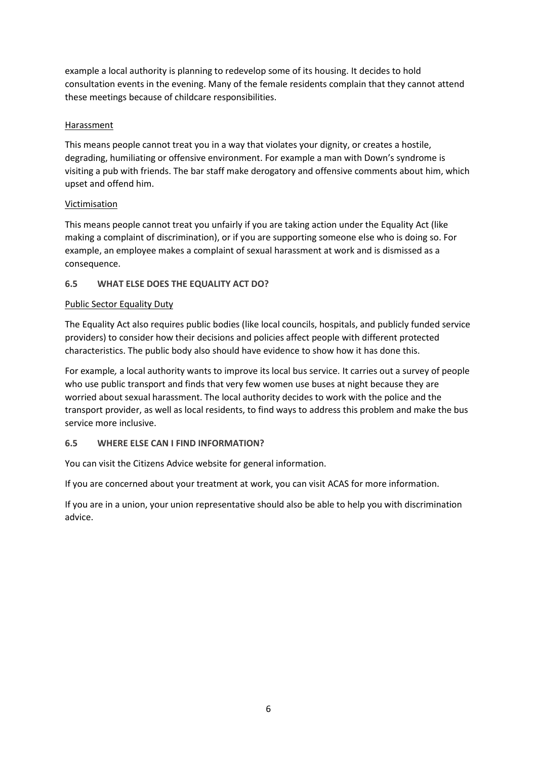example a local authority is planning to redevelop some of its housing. It decides to hold consultation events in the evening. Many of the female residents complain that they cannot attend these meetings because of childcare responsibilities.

Harassment

This means people cannot treat you in a way that violates your dignity, or creates a hostile, degrading, humiliating or offensive environment. For example a man with Down's syndrome is visiting a pub with friends. The bar staff make derogatory and offensive comments about him, which upset and offend him.

Victimisation

This means people cannot treat you unfairly if you are taking action under the Equality Act (like making a complaint of discrimination), or if you are supporting someone else who is doing so. For example, an employee makes a complaint of sexual harassment at work and is dismissed as a consequence.

### 6.5 WHAT ELSE DOES THE EQUALITY ACT DO?

Public Sector Equality Duty

The Equality Act also requires public bodies (like local councils, hospitals, and publicly funded service providers) to consider how their decisions and policies affect people with different protected characteristics. The public body also should have evidence to show how it has done this.

For example*,* a local authority wants to improve its local bus service. It carries out a survey of people who use public transport and finds that very few women use buses at night because they are worried about sexual harassment. The local authority decides to work with the police and the transport provider, as well as local residents, to find ways to address this problem and make the bus service more inclusive.

### 6.5 WHERE ELSE CAN I FIND INFORMATION?

You can visit the Citizens Advice website for general information.

If you are concerned about your treatment at work, you can visit ACAS for more information.

If you are in a union, your union representative should also be able to help you with discrimination advice.